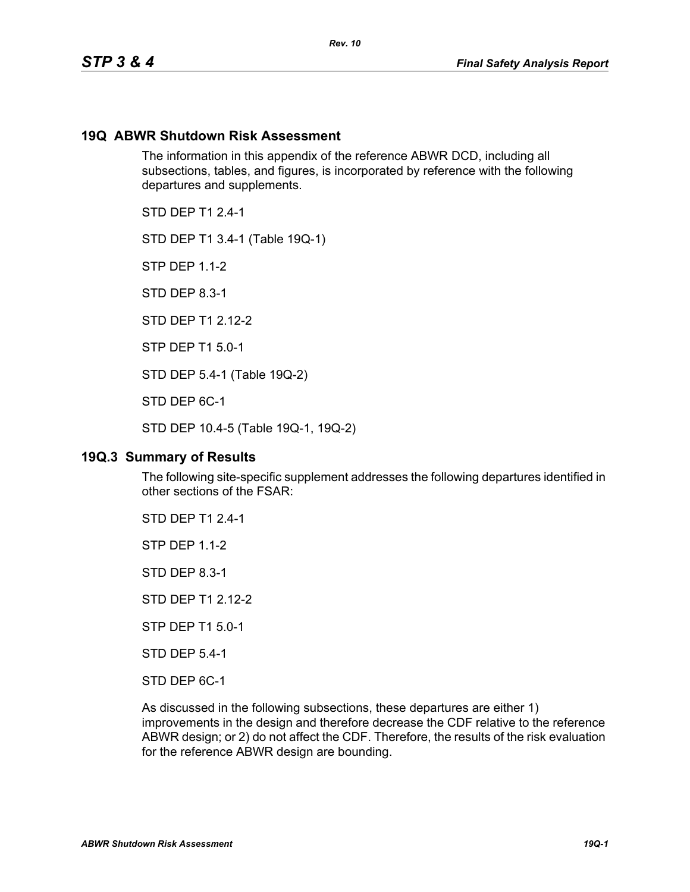# 19Q ABWR Shutdown Risk Assessment

The information in this appendix of the reference ABWR DCD, including all subsections, tables, and figures, is incorporated by reference with the following departures and supplements.

STD DEP T1 2.4-1

STD DEP T1 3.4-1 (Table 19Q-1)

STP DEP 1.1-2

STD DEP 8.3-1

STD DEP T1 2.12-2

STP DEP T1 5.0-1

STD DEP 5.4-1 (Table 19Q-2)

STD DEP 6C-1

STD DEP 10.4-5 (Table 19Q-1, 19Q-2)

## 19Q.3 Summary of Results

The following site-specific supplement addresses the following departures identified in other sections of the FSAR:

STD DEP T1 2.4-1

STP DEP 1.1-2

STD DEP 8.3-1

STD DEP T1 2.12-2

STP DEP T1 5.0-1

STD DEP 5.4-1

STD DEP 6C-1

As discussed in the following subsections, these departures are either 1) improvements in the design and therefore decrease the CDF relative to the reference ABWR design; or 2) do not affect the CDF. Therefore, the results of the risk evaluation for the reference ABWR design are bounding.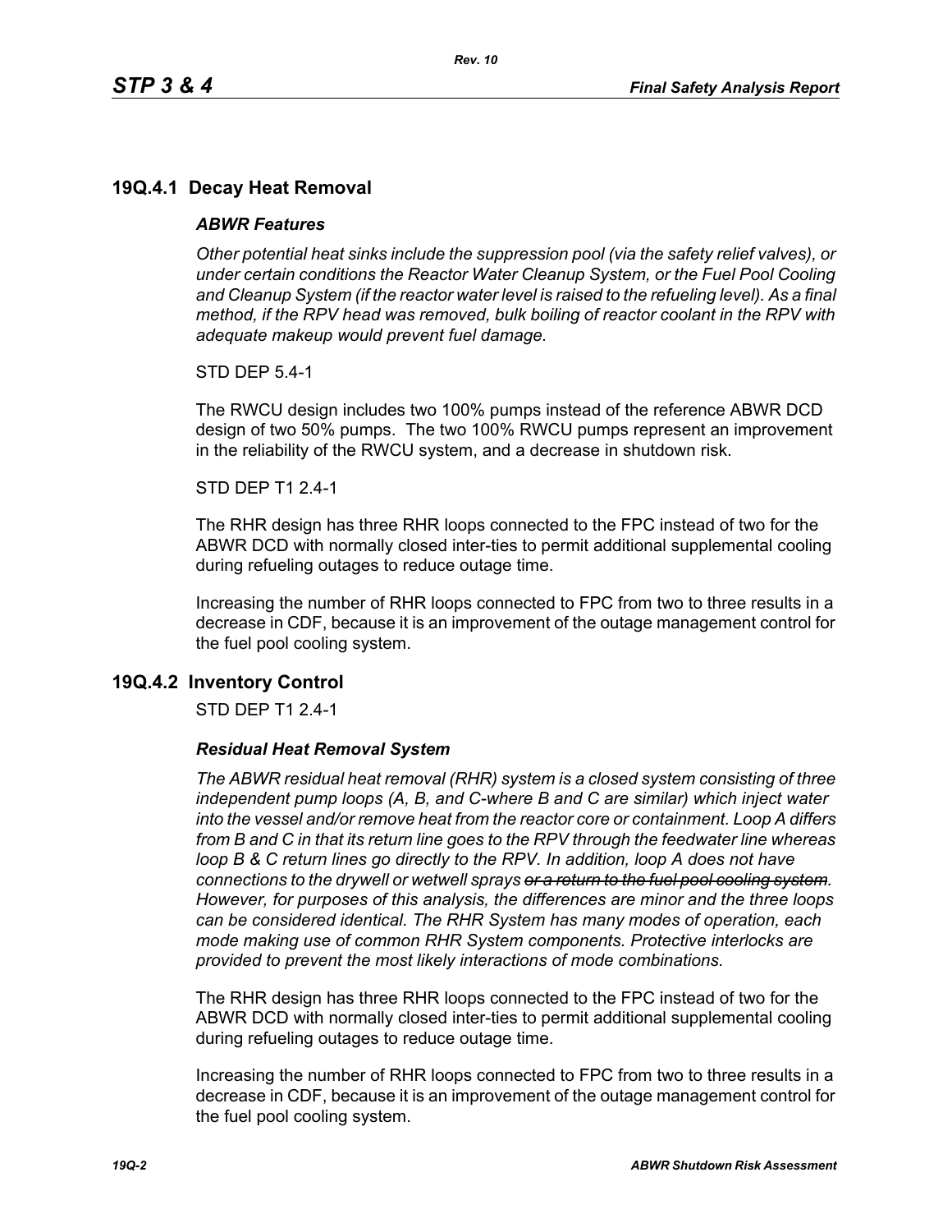## 19Q.4.1 Decay Heat Removal

### *ABWR Features*

*Other potential heat sinks include the suppression pool (via the safety relief valves), or under certain conditions the Reactor Water Cleanup System, or the Fuel Pool Cooling and Cleanup System (if the reactor water level is raised to the refueling level). As a final method, if the RPV head was removed, bulk boiling of reactor coolant in the RPV with adequate makeup would prevent fuel damage.*

STD DEP 5.4-1

The RWCU design includes two 100% pumps instead of the reference ABWR DCD design of two 50% pumps. The two 100% RWCU pumps represent an improvement in the reliability of the RWCU system, and a decrease in shutdown risk.

STD DEP T1 2.4-1

The RHR design has three RHR loops connected to the FPC instead of two for the ABWR DCD with normally closed inter-ties to permit additional supplemental cooling during refueling outages to reduce outage time.

Increasing the number of RHR loops connected to FPC from two to three results in a decrease in CDF, because it is an improvement of the outage management control for the fuel pool cooling system.

## 19Q.4.2 Inventory Control

STD DEP T1 2.4-1

### *Residual Heat Removal System*

*The ABWR residual heat removal (RHR) system is a closed system consisting of three independent pump loops (A, B, and C-where B and C are similar) which inject water into the vessel and/or remove heat from the reactor core or containment. Loop A differs from B and C in that its return line goes to the RPV through the feedwater line whereas loop B & C return lines go directly to the RPV. In addition, loop A does not have connections to the drywell or wetwell sprays ~~or a return to the fuel pool cooling system~~. However, for purposes of this analysis, the differences are minor and the three loops can be considered identical. The RHR System has many modes of operation, each mode making use of common RHR System components. Protective interlocks are provided to prevent the most likely interactions of mode combinations.*

The RHR design has three RHR loops connected to the FPC instead of two for the ABWR DCD with normally closed inter-ties to permit additional supplemental cooling during refueling outages to reduce outage time.

Increasing the number of RHR loops connected to FPC from two to three results in a decrease in CDF, because it is an improvement of the outage management control for the fuel pool cooling system.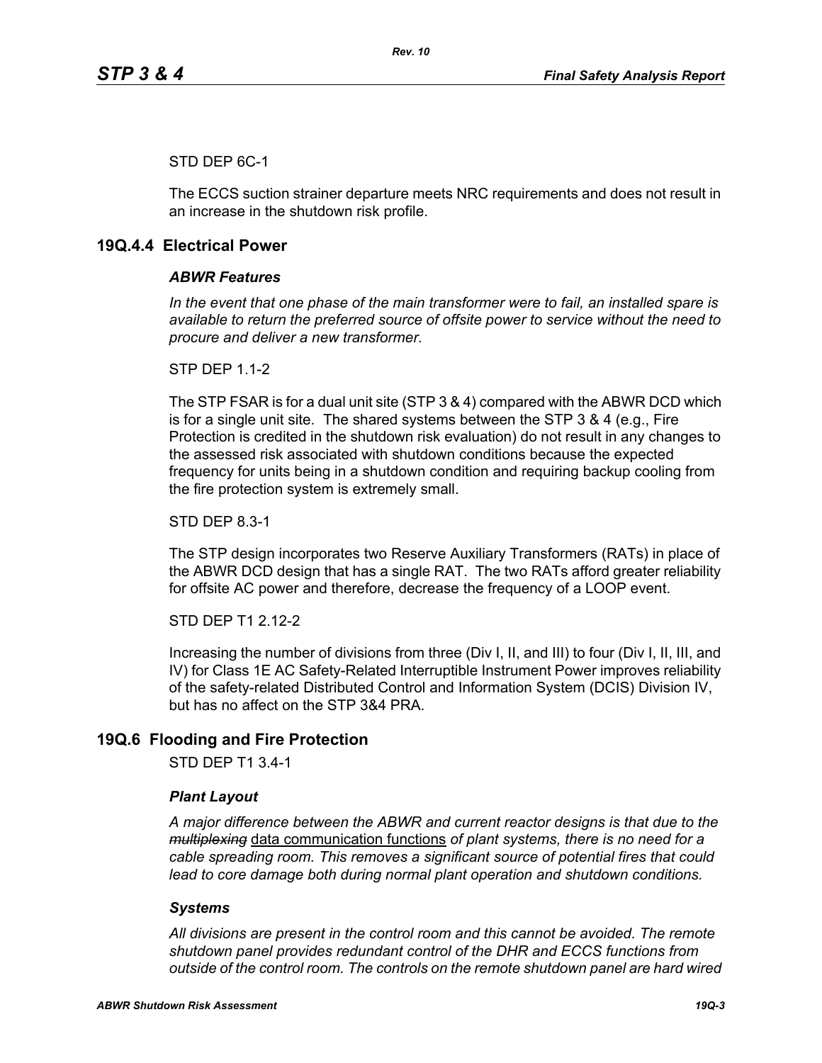STD DEP 6C-1

The ECCS suction strainer departure meets NRC requirements and does not result in an increase in the shutdown risk profile.

## 19Q.4.4 Electrical Power

### *ABWR Features*

*In the event that one phase of the main transformer were to fail, an installed spare is available to return the preferred source of offsite power to service without the need to procure and deliver a new transformer.*

STP DEP 1.1-2

The STP FSAR is for a dual unit site (STP 3 & 4) compared with the ABWR DCD which is for a single unit site. The shared systems between the STP 3 & 4 (e.g., Fire Protection is credited in the shutdown risk evaluation) do not result in any changes to the assessed risk associated with shutdown conditions because the expected frequency for units being in a shutdown condition and requiring backup cooling from the fire protection system is extremely small.

STD DEP 8.3-1

The STP design incorporates two Reserve Auxiliary Transformers (RATs) in place of the ABWR DCD design that has a single RAT. The two RATs afford greater reliability for offsite AC power and therefore, decrease the frequency of a LOOP event.

STD DEP T1 2.12-2

Increasing the number of divisions from three (Div I, II, and III) to four (Div I, II, III, and IV) for Class 1E AC Safety-Related Interruptible Instrument Power improves reliability of the safety-related Distributed Control and Information System (DCIS) Division IV, but has no affect on the STP 3&4 PRA.

## 19Q.6 Flooding and Fire Protection

STD DEP T1 3.4-1

### *Plant Layout*

*A major difference between the ABWR and current reactor designs is that due to the ~~multiplexing~~* data communication functions *of plant systems, there is no need for a cable spreading room. This removes a significant source of potential fires that could lead to core damage both during normal plant operation and shutdown conditions.*

### *Systems*

*All divisions are present in the control room and this cannot be avoided. The remote shutdown panel provides redundant control of the DHR and ECCS functions from outside of the control room. The controls on the remote shutdown panel are hard wired*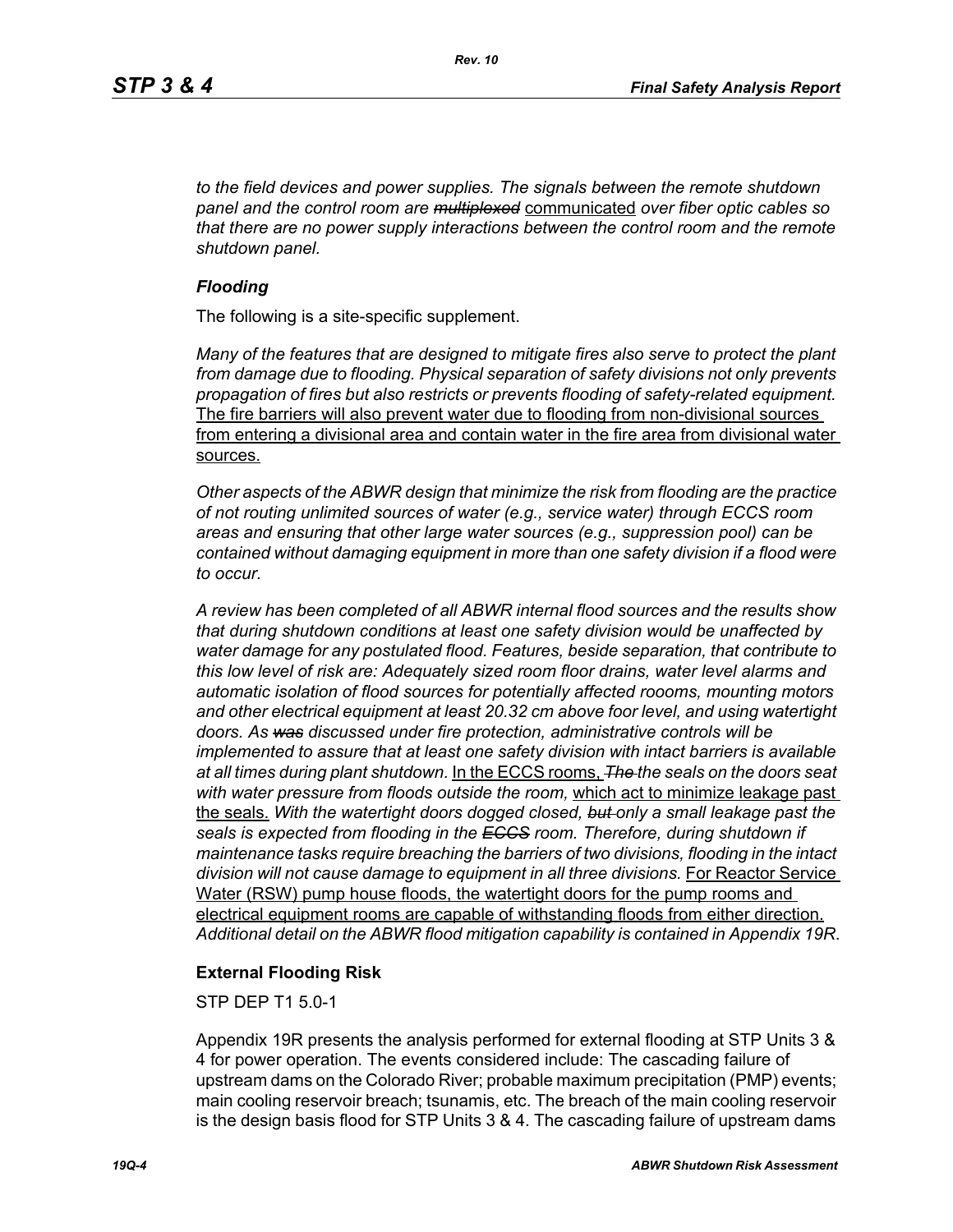*to the field devices and power supplies. The signals between the remote shutdown panel and the control room are ~~multiplexed~~* communicated *over fiber optic cables so that there are no power supply interactions between the control room and the remote shutdown panel.*

### *Flooding*

The following is a site-specific supplement.

*Many of the features that are designed to mitigate fires also serve to protect the plant from damage due to flooding. Physical separation of safety divisions not only prevents propagation of fires but also restricts or prevents flooding of safety-related equipment.* The fire barriers will also prevent water due to flooding from non-divisional sources from entering a divisional area and contain water in the fire area from divisional water sources.

*Other aspects of the ABWR design that minimize the risk from flooding are the practice of not routing unlimited sources of water (e.g., service water) through ECCS room areas and ensuring that other large water sources (e.g., suppression pool) can be contained without damaging equipment in more than one safety division if a flood were to occur.*

*A review has been completed of all ABWR internal flood sources and the results show that during shutdown conditions at least one safety division would be unaffected by water damage for any postulated flood. Features, beside separation, that contribute to this low level of risk are: Adequately sized room floor drains, water level alarms and automatic isolation of flood sources for potentially affected roooms, mounting motors and other electrical equipment at least 20.32 cm above foor level, and using watertight doors. As ~~was~~ discussed under fire protection, administrative controls will be implemented to assure that at least one safety division with intact barriers is available at all times during plant shutdown.* In the ECCS rooms, *~~The~~ the seals on the doors seat with water pressure from floods outside the room,* which act to minimize leakage past the seals. *With the watertight doors dogged closed, ~~but~~ only a small leakage past the seals is expected from flooding in the ~~ECCS~~ room. Therefore, during shutdown if maintenance tasks require breaching the barriers of two divisions, flooding in the intact division will not cause damage to equipment in all three divisions.* For Reactor Service Water (RSW) pump house floods, the watertight doors for the pump rooms and electrical equipment rooms are capable of withstanding floods from either direction. *Additional detail on the ABWR flood mitigation capability is contained in Appendix 19R.*

### External Flooding Risk

STP DEP T1 5.0-1

Appendix 19R presents the analysis performed for external flooding at STP Units 3 & 4 for power operation. The events considered include: The cascading failure of upstream dams on the Colorado River; probable maximum precipitation (PMP) events; main cooling reservoir breach; tsunamis, etc. The breach of the main cooling reservoir is the design basis flood for STP Units 3 & 4. The cascading failure of upstream dams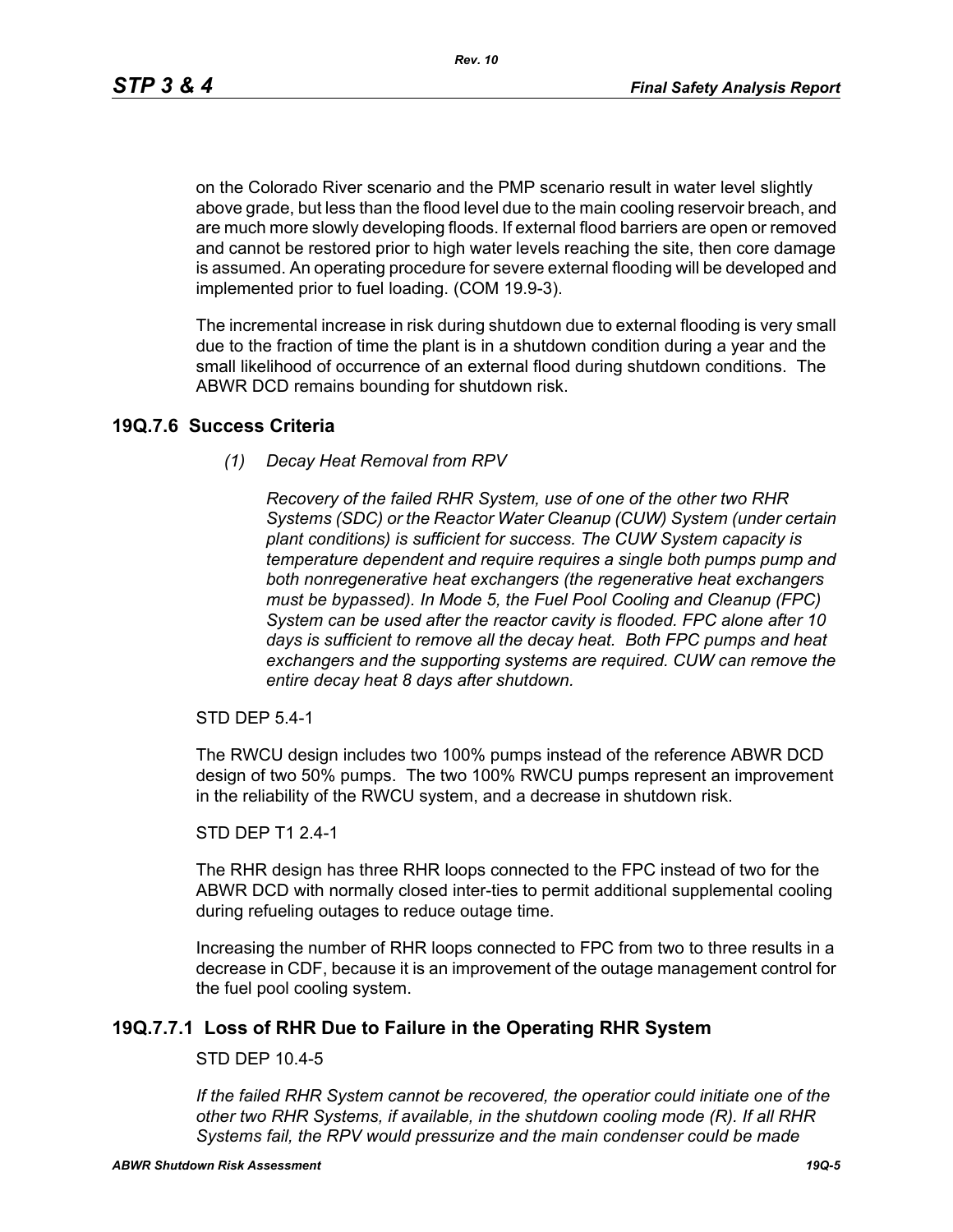on the Colorado River scenario and the PMP scenario result in water level slightly above grade, but less than the flood level due to the main cooling reservoir breach, and are much more slowly developing floods. If external flood barriers are open or removed and cannot be restored prior to high water levels reaching the site, then core damage is assumed. An operating procedure for severe external flooding will be developed and implemented prior to fuel loading. (COM 19.9-3).

The incremental increase in risk during shutdown due to external flooding is very small due to the fraction of time the plant is in a shutdown condition during a year and the small likelihood of occurrence of an external flood during shutdown conditions. The ABWR DCD remains bounding for shutdown risk.

## 19Q.7.6 Success Criteria

*(1) Decay Heat Removal from RPV*

*Recovery of the failed RHR System, use of one of the other two RHR Systems (SDC) or the Reactor Water Cleanup (CUW) System (under certain plant conditions) is sufficient for success. The CUW System capacity is temperature dependent and require requires a single both pumps pump and both nonregenerative heat exchangers (the regenerative heat exchangers must be bypassed). In Mode 5, the Fuel Pool Cooling and Cleanup (FPC) System can be used after the reactor cavity is flooded. FPC alone after 10 days is sufficient to remove all the decay heat. Both FPC pumps and heat exchangers and the supporting systems are required. CUW can remove the entire decay heat 8 days after shutdown.*

STD DEP 5.4-1

The RWCU design includes two 100% pumps instead of the reference ABWR DCD design of two 50% pumps. The two 100% RWCU pumps represent an improvement in the reliability of the RWCU system, and a decrease in shutdown risk.

STD DEP T1 2.4-1

The RHR design has three RHR loops connected to the FPC instead of two for the ABWR DCD with normally closed inter-ties to permit additional supplemental cooling during refueling outages to reduce outage time.

Increasing the number of RHR loops connected to FPC from two to three results in a decrease in CDF, because it is an improvement of the outage management control for the fuel pool cooling system.

## 19Q.7.7.1 Loss of RHR Due to Failure in the Operating RHR System

STD DEP 10.4-5

*If the failed RHR System cannot be recovered, the operatior could initiate one of the other two RHR Systems, if available, in the shutdown cooling mode (R). If all RHR Systems fail, the RPV would pressurize and the main condenser could be made*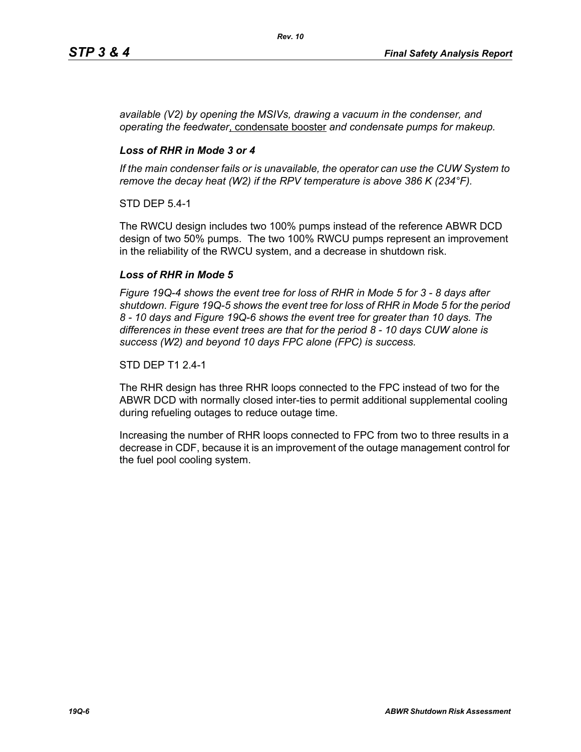*available (V2) by opening the MSIVs, drawing a vacuum in the condenser, and operating the feedwater*, condensate booster *and condensate pumps for makeup.*

### *Loss of RHR in Mode 3 or 4*

*If the main condenser fails or is unavailable, the operator can use the CUW System to remove the decay heat (W2) if the RPV temperature is above 386 K (234°F).*

STD DEP 5.4-1

The RWCU design includes two 100% pumps instead of the reference ABWR DCD design of two 50% pumps. The two 100% RWCU pumps represent an improvement in the reliability of the RWCU system, and a decrease in shutdown risk.

### *Loss of RHR in Mode 5*

*Figure 19Q-4 shows the event tree for loss of RHR in Mode 5 for 3 - 8 days after shutdown. Figure 19Q-5 shows the event tree for loss of RHR in Mode 5 for the period 8 - 10 days and Figure 19Q-6 shows the event tree for greater than 10 days. The differences in these event trees are that for the period 8 - 10 days CUW alone is success (W2) and beyond 10 days FPC alone (FPC) is success.*

STD DEP T1 2.4-1

The RHR design has three RHR loops connected to the FPC instead of two for the ABWR DCD with normally closed inter-ties to permit additional supplemental cooling during refueling outages to reduce outage time.

Increasing the number of RHR loops connected to FPC from two to three results in a decrease in CDF, because it is an improvement of the outage management control for the fuel pool cooling system.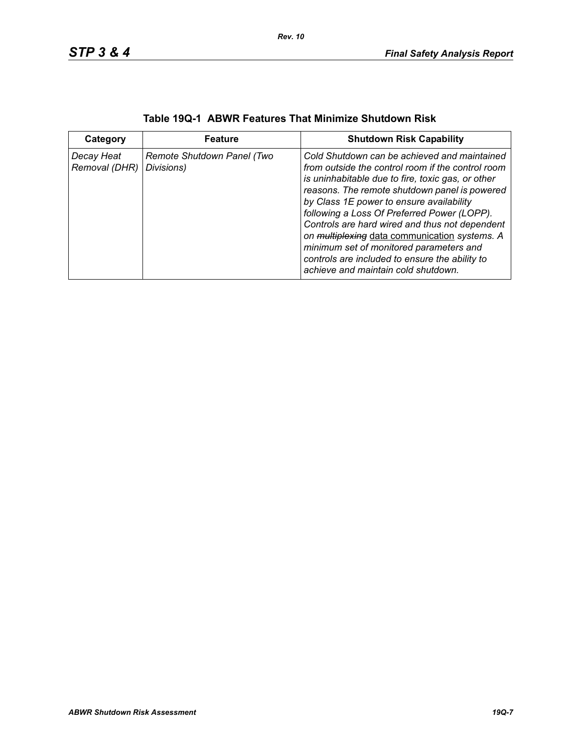**Table 19Q-1 ABWR Features That Minimize Shutdown Risk**

| Category | Feature | Shutdown Risk Capability |
|---|---|---|
| *Decay Heat Removal (DHR)* | *Remote Shutdown Panel (Two Divisions)* | *Cold Shutdown can be achieved and maintained from outside the control room if the control room is uninhabitable due to fire, toxic gas, or other reasons. The remote shutdown panel is powered by Class 1E power to ensure availability following a Loss Of Preferred Power (LOPP). Controls are hard wired and thus not dependent on ~~multiplexing~~* data communication *systems. A minimum set of monitored parameters and controls are included to ensure the ability to achieve and maintain cold shutdown.* |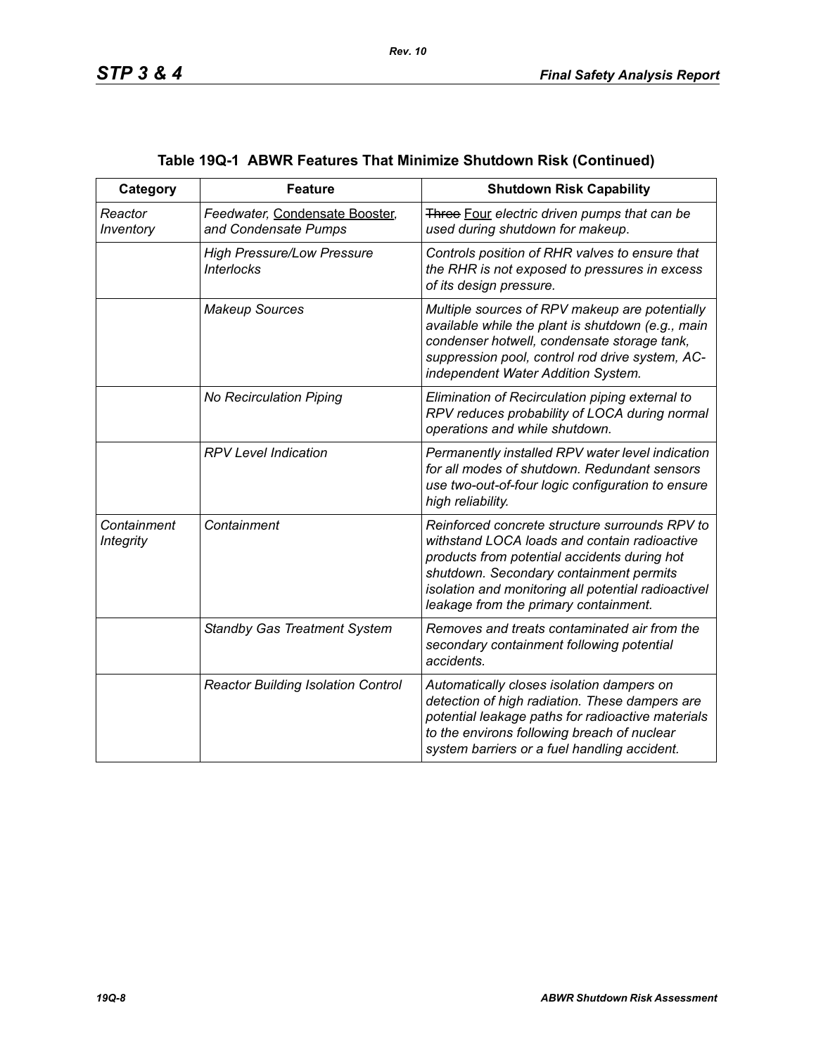**Table 19Q-1 ABWR Features That Minimize Shutdown Risk (Continued)**

| Category | Feature | Shutdown Risk Capability |
|---|---|---|
| *Reactor Inventory* | *Feedwater,* Condensate Booster, *and Condensate Pumps* | ~~Three~~ Four *electric driven pumps that can be used during shutdown for makeup.* |
| | *High Pressure/Low Pressure Interlocks* | *Controls position of RHR valves to ensure that the RHR is not exposed to pressures in excess of its design pressure.* |
| | *Makeup Sources* | *Multiple sources of RPV makeup are potentially available while the plant is shutdown (e.g., main condenser hotwell, condensate storage tank, suppression pool, control rod drive system, AC-independent Water Addition System.* |
| | *No Recirculation Piping* | *Elimination of Recirculation piping external to RPV reduces probability of LOCA during normal operations and while shutdown.* |
| | *RPV Level Indication* | *Permanently installed RPV water level indication for all modes of shutdown. Redundant sensors use two-out-of-four logic configuration to ensure high reliability.* |
| *Containment Integrity* | *Containment* | *Reinforced concrete structure surrounds RPV to withstand LOCA loads and contain radioactive products from potential accidents during hot shutdown. Secondary containment permits isolation and monitoring all potential radioactivel leakage from the primary containment.* |
| | *Standby Gas Treatment System* | *Removes and treats contaminated air from the secondary containment following potential accidents.* |
| | *Reactor Building Isolation Control* | *Automatically closes isolation dampers on detection of high radiation. These dampers are potential leakage paths for radioactive materials to the environs following breach of nuclear system barriers or a fuel handling accident.* |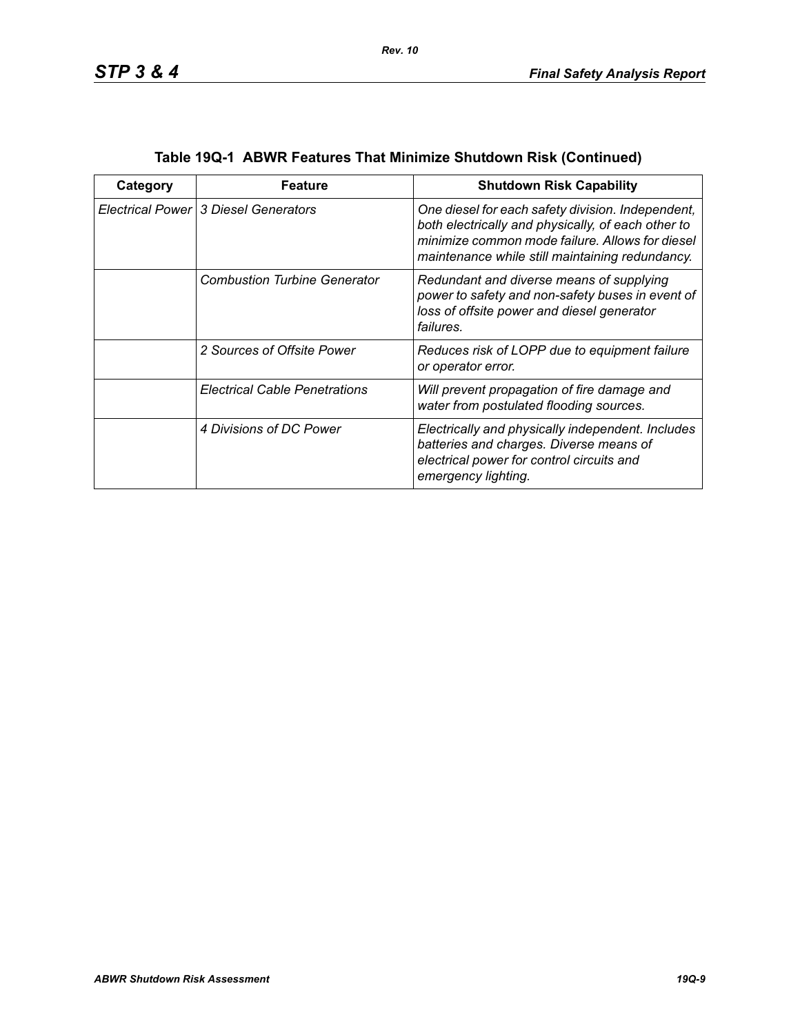**Table 19Q-1 ABWR Features That Minimize Shutdown Risk (Continued)**

| Category | Feature | Shutdown Risk Capability |
|---|---|---|
| *Electrical Power* | *3 Diesel Generators* | *One diesel for each safety division. Independent, both electrically and physically, of each other to minimize common mode failure. Allows for diesel maintenance while still maintaining redundancy.* |
| | *Combustion Turbine Generator* | *Redundant and diverse means of supplying power to safety and non-safety buses in event of loss of offsite power and diesel generator failures.* |
| | *2 Sources of Offsite Power* | *Reduces risk of LOPP due to equipment failure or operator error.* |
| | *Electrical Cable Penetrations* | *Will prevent propagation of fire damage and water from postulated flooding sources.* |
| | *4 Divisions of DC Power* | *Electrically and physically independent. Includes batteries and charges. Diverse means of electrical power for control circuits and emergency lighting.* |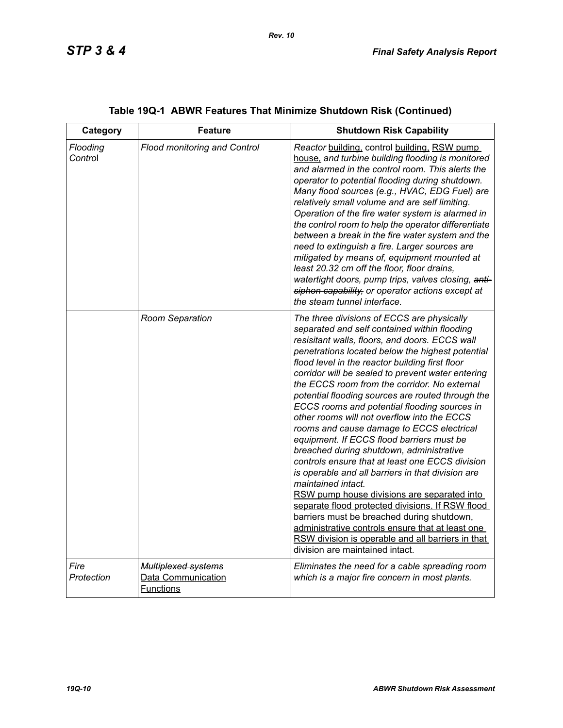### Table 19Q-1 ABWR Features That Minimize Shutdown Risk (Continued)

| Category | Feature | Shutdown Risk Capability |
|---|---|---|
| *Flooding Control* | *Flood monitoring and Control* | *Reactor* building, control building, RSW pump house, *and turbine building flooding is monitored and alarmed in the control room. This alerts the operator to potential flooding during shutdown. Many flood sources (e.g., HVAC, EDG Fuel) are relatively small volume and are self limiting. Operation of the fire water system is alarmed in the control room to help the operator differentiate between a break in the fire water system and the need to extinguish a fire. Larger sources are mitigated by means of, equipment mounted at least 20.32 cm off the floor, floor drains, watertight doors, pump trips, valves closing,* ~~*anti-siphon capability,*~~ *or operator actions except at the steam tunnel interface.* |
| | *Room Separation* | *The three divisions of ECCS are physically separated and self contained within flooding resisitant walls, floors, and doors. ECCS wall penetrations located below the highest potential flood level in the reactor building first floor corridor will be sealed to prevent water entering the ECCS room from the corridor. No external potential flooding sources are routed through the ECCS rooms and potential flooding sources in other rooms will not overflow into the ECCS rooms and cause damage to ECCS electrical equipment. If ECCS flood barriers must be breached during shutdown, administrative controls ensure that at least one ECCS division is operable and all barriers in that division are maintained intact.* RSW pump house divisions are separated into separate flood protected divisions. If RSW flood barriers must be breached during shutdown, administrative controls ensure that at least one RSW division is operable and all barriers in that division are maintained intact. |
| *Fire Protection* | ~~*Multiplexed systems*~~ Data Communication Functions | *Eliminates the need for a cable spreading room which is a major fire concern in most plants.* |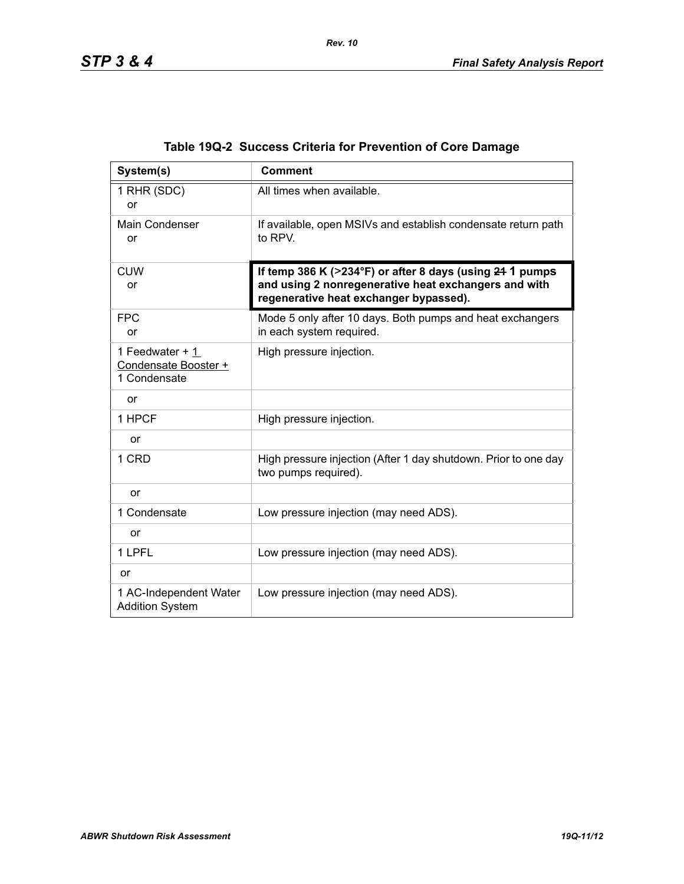## Table 19Q-2 Success Criteria for Prevention of Core Damage

| System(s) | Comment |
|---|---|
| 1 RHR (SDC)<br>or | All times when available. |
| Main Condenser<br>or | If available, open MSIVs and establish condensate return path to RPV. |
| CUW<br>or | **If temp 386 K (>234°F) or after 8 days (using ~~2~~1 1 pumps and using 2 nonregenerative heat exchangers and with regenerative heat exchanger bypassed).** |
| FPC<br>or | Mode 5 only after 10 days. Both pumps and heat exchangers in each system required. |
| 1 Feedwater + 1 Condensate Booster + 1 Condensate | High pressure injection. |
| or | |
| 1 HPCF | High pressure injection. |
| or | |
| 1 CRD | High pressure injection (After 1 day shutdown. Prior to one day two pumps required). |
| or | |
| 1 Condensate | Low pressure injection (may need ADS). |
| or | |
| 1 LPFL | Low pressure injection (may need ADS). |
| or | |
| 1 AC-Independent Water Addition System | Low pressure injection (may need ADS). |